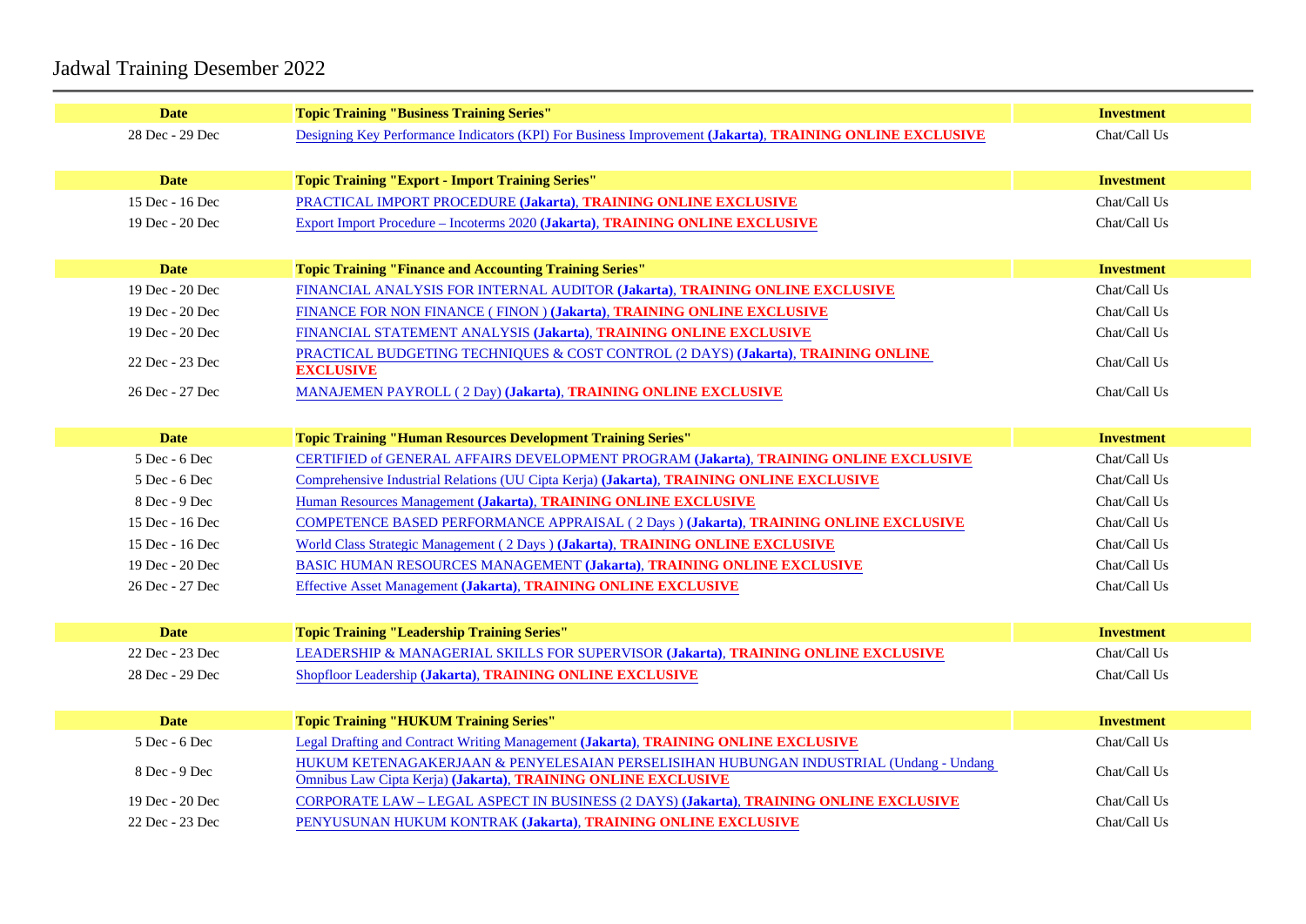# Jadwal Training Desember 2022

| Date | Topic Training "Business Training Series" | Investment |
|---|---|---|
| 28 Dec - 29 Dec | Designing Key Performance Indicators (KPI) For Business Improvement **(Jakarta)**, **TRAINING ONLINE EXCLUSIVE** | Chat/Call Us |

| Date | Topic Training "Export - Import Training Series" | Investment |
|---|---|---|
| 15 Dec - 16 Dec | PRACTICAL IMPORT PROCEDURE **(Jakarta)**, **TRAINING ONLINE EXCLUSIVE** | Chat/Call Us |
| 19 Dec - 20 Dec | Export Import Procedure – Incoterms 2020 **(Jakarta)**, **TRAINING ONLINE EXCLUSIVE** | Chat/Call Us |

| Date | Topic Training "Finance and Accounting Training Series" | Investment |
|---|---|---|
| 19 Dec - 20 Dec | FINANCIAL ANALYSIS FOR INTERNAL AUDITOR **(Jakarta)**, **TRAINING ONLINE EXCLUSIVE** | Chat/Call Us |
| 19 Dec - 20 Dec | FINANCE FOR NON FINANCE ( FINON ) **(Jakarta)**, **TRAINING ONLINE EXCLUSIVE** | Chat/Call Us |
| 19 Dec - 20 Dec | FINANCIAL STATEMENT ANALYSIS **(Jakarta)**, **TRAINING ONLINE EXCLUSIVE** | Chat/Call Us |
| 22 Dec - 23 Dec | PRACTICAL BUDGETING TECHNIQUES & COST CONTROL (2 DAYS) **(Jakarta)**, **TRAINING ONLINE EXCLUSIVE** | Chat/Call Us |
| 26 Dec - 27 Dec | MANAJEMEN PAYROLL ( 2 Day) **(Jakarta)**, **TRAINING ONLINE EXCLUSIVE** | Chat/Call Us |

| Date | Topic Training "Human Resources Development Training Series" | Investment |
|---|---|---|
| 5 Dec - 6 Dec | CERTIFIED of GENERAL AFFAIRS DEVELOPMENT PROGRAM **(Jakarta)**, **TRAINING ONLINE EXCLUSIVE** | Chat/Call Us |
| 5 Dec - 6 Dec | Comprehensive Industrial Relations (UU Cipta Kerja) **(Jakarta)**, **TRAINING ONLINE EXCLUSIVE** | Chat/Call Us |
| 8 Dec - 9 Dec | Human Resources Management **(Jakarta)**, **TRAINING ONLINE EXCLUSIVE** | Chat/Call Us |
| 15 Dec - 16 Dec | COMPETENCE BASED PERFORMANCE APPRAISAL ( 2 Days ) **(Jakarta)**, **TRAINING ONLINE EXCLUSIVE** | Chat/Call Us |
| 15 Dec - 16 Dec | World Class Strategic Management ( 2 Days ) **(Jakarta)**, **TRAINING ONLINE EXCLUSIVE** | Chat/Call Us |
| 19 Dec - 20 Dec | BASIC HUMAN RESOURCES MANAGEMENT **(Jakarta)**, **TRAINING ONLINE EXCLUSIVE** | Chat/Call Us |
| 26 Dec - 27 Dec | Effective Asset Management **(Jakarta)**, **TRAINING ONLINE EXCLUSIVE** | Chat/Call Us |

| Date | Topic Training "Leadership Training Series" | Investment |
|---|---|---|
| 22 Dec - 23 Dec | LEADERSHIP & MANAGERIAL SKILLS FOR SUPERVISOR **(Jakarta)**, **TRAINING ONLINE EXCLUSIVE** | Chat/Call Us |
| 28 Dec - 29 Dec | Shopfloor Leadership **(Jakarta)**, **TRAINING ONLINE EXCLUSIVE** | Chat/Call Us |

| Date | Topic Training "HUKUM Training Series" | Investment |
|---|---|---|
| 5 Dec - 6 Dec | Legal Drafting and Contract Writing Management **(Jakarta)**, **TRAINING ONLINE EXCLUSIVE** | Chat/Call Us |
| 8 Dec - 9 Dec | HUKUM KETENAGAKERJAAN & PENYELESAIAN PERSELISIHAN HUBUNGAN INDUSTRIAL (Undang - Undang Omnibus Law Cipta Kerja) **(Jakarta)**, **TRAINING ONLINE EXCLUSIVE** | Chat/Call Us |
| 19 Dec - 20 Dec | CORPORATE LAW – LEGAL ASPECT IN BUSINESS (2 DAYS) **(Jakarta)**, **TRAINING ONLINE EXCLUSIVE** | Chat/Call Us |
| 22 Dec - 23 Dec | PENYUSUNAN HUKUM KONTRAK **(Jakarta)**, **TRAINING ONLINE EXCLUSIVE** | Chat/Call Us |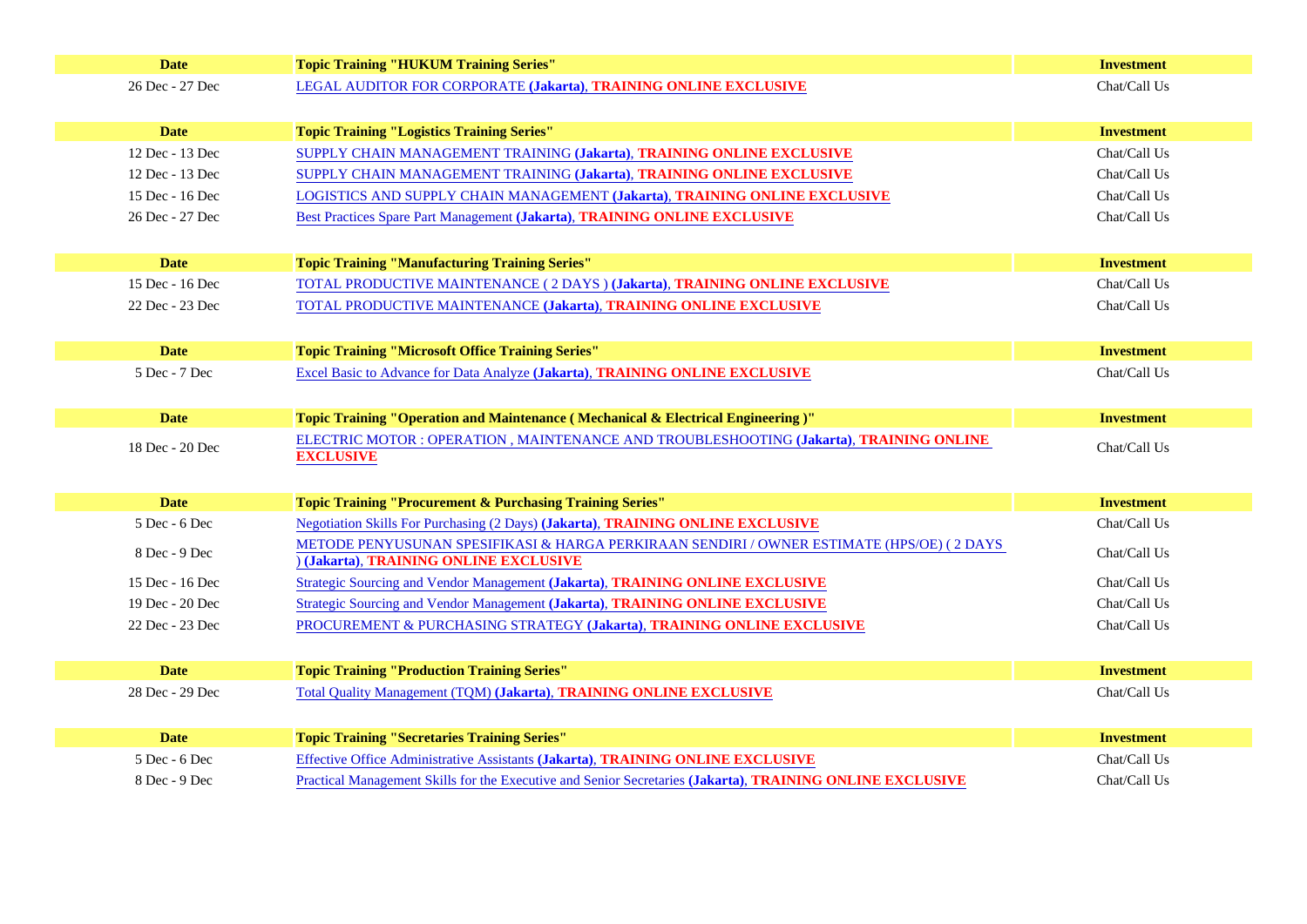| Date | Topic Training "HUKUM Training Series" | Investment |
| --- | --- | --- |
| 26 Dec - 27 Dec | LEGAL AUDITOR FOR CORPORATE **(Jakarta)**, **TRAINING ONLINE EXCLUSIVE** | Chat/Call Us |

| Date | Topic Training "Logistics Training Series" | Investment |
| --- | --- | --- |
| 12 Dec - 13 Dec | SUPPLY CHAIN MANAGEMENT TRAINING **(Jakarta)**, **TRAINING ONLINE EXCLUSIVE** | Chat/Call Us |
| 12 Dec - 13 Dec | SUPPLY CHAIN MANAGEMENT TRAINING **(Jakarta)**, **TRAINING ONLINE EXCLUSIVE** | Chat/Call Us |
| 15 Dec - 16 Dec | LOGISTICS AND SUPPLY CHAIN MANAGEMENT **(Jakarta)**, **TRAINING ONLINE EXCLUSIVE** | Chat/Call Us |
| 26 Dec - 27 Dec | Best Practices Spare Part Management **(Jakarta)**, **TRAINING ONLINE EXCLUSIVE** | Chat/Call Us |

| Date | Topic Training "Manufacturing Training Series" | Investment |
| --- | --- | --- |
| 15 Dec - 16 Dec | TOTAL PRODUCTIVE MAINTENANCE ( 2 DAYS ) **(Jakarta)**, **TRAINING ONLINE EXCLUSIVE** | Chat/Call Us |
| 22 Dec - 23 Dec | TOTAL PRODUCTIVE MAINTENANCE **(Jakarta)**, **TRAINING ONLINE EXCLUSIVE** | Chat/Call Us |

| Date | Topic Training "Microsoft Office Training Series" | Investment |
| --- | --- | --- |
| 5 Dec - 7 Dec | Excel Basic to Advance for Data Analyze **(Jakarta)**, **TRAINING ONLINE EXCLUSIVE** | Chat/Call Us |

| Date | Topic Training "Operation and Maintenance ( Mechanical & Electrical Engineering )" | Investment |
| --- | --- | --- |
| 18 Dec - 20 Dec | ELECTRIC MOTOR : OPERATION , MAINTENANCE AND TROUBLESHOOTING **(Jakarta)**, **TRAINING ONLINE EXCLUSIVE** | Chat/Call Us |

| Date | Topic Training "Procurement & Purchasing Training Series" | Investment |
| --- | --- | --- |
| 5 Dec - 6 Dec | Negotiation Skills For Purchasing (2 Days) **(Jakarta)**, **TRAINING ONLINE EXCLUSIVE** | Chat/Call Us |
| 8 Dec - 9 Dec | METODE PENYUSUNAN SPESIFIKASI & HARGA PERKIRAAN SENDIRI / OWNER ESTIMATE (HPS/OE) ( 2 DAYS ) **(Jakarta)**, **TRAINING ONLINE EXCLUSIVE** | Chat/Call Us |
| 15 Dec - 16 Dec | Strategic Sourcing and Vendor Management **(Jakarta)**, **TRAINING ONLINE EXCLUSIVE** | Chat/Call Us |
| 19 Dec - 20 Dec | Strategic Sourcing and Vendor Management **(Jakarta)**, **TRAINING ONLINE EXCLUSIVE** | Chat/Call Us |
| 22 Dec - 23 Dec | PROCUREMENT & PURCHASING STRATEGY **(Jakarta)**, **TRAINING ONLINE EXCLUSIVE** | Chat/Call Us |

| Date | Topic Training "Production Training Series" | Investment |
| --- | --- | --- |
| 28 Dec - 29 Dec | Total Quality Management (TQM) **(Jakarta)**, **TRAINING ONLINE EXCLUSIVE** | Chat/Call Us |

| Date | Topic Training "Secretaries Training Series" | Investment |
| --- | --- | --- |
| 5 Dec - 6 Dec | Effective Office Administrative Assistants **(Jakarta)**, **TRAINING ONLINE EXCLUSIVE** | Chat/Call Us |
| 8 Dec - 9 Dec | Practical Management Skills for the Executive and Senior Secretaries **(Jakarta)**, **TRAINING ONLINE EXCLUSIVE** | Chat/Call Us |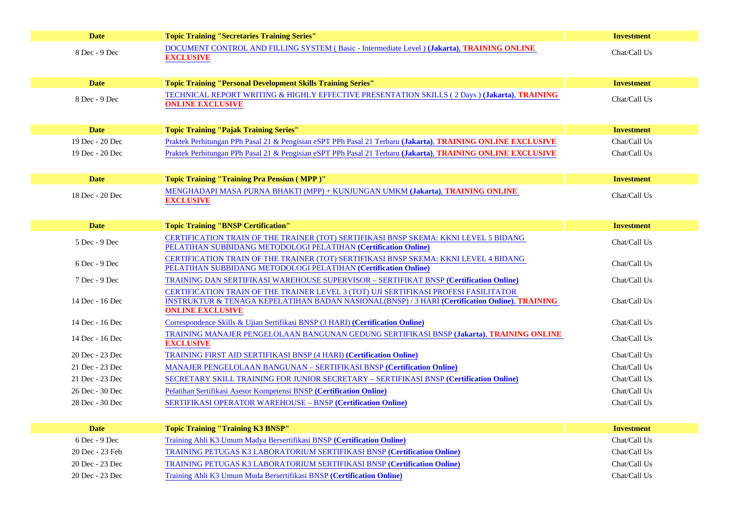| Date | Topic Training "Secretaries Training Series" | Investment |
|---|---|---|
| 8 Dec - 9 Dec | DOCUMENT CONTROL AND FILLING SYSTEM ( Basic - Intermediate Level ) **(Jakarta)**, **TRAINING ONLINE EXCLUSIVE** | Chat/Call Us |

| Date | Topic Training "Personal Development Skills Training Series" | Investment |
|---|---|---|
| 8 Dec - 9 Dec | TECHNICAL REPORT WRITING & HIGHLY EFFECTIVE PRESENTATION SKILLS ( 2 Days ) **(Jakarta)**, **TRAINING ONLINE EXCLUSIVE** | Chat/Call Us |

| Date | Topic Training "Pajak Training Series" | Investment |
|---|---|---|
| 19 Dec - 20 Dec | Praktek Perhitungan PPh Pasal 21 & Pengisian eSPT PPh Pasal 21 Terbaru **(Jakarta)**, **TRAINING ONLINE EXCLUSIVE** | Chat/Call Us |
| 19 Dec - 20 Dec | Praktek Perhitungan PPh Pasal 21 & Pengisian eSPT PPh Pasal 21 Terbaru **(Jakarta)**, **TRAINING ONLINE EXCLUSIVE** | Chat/Call Us |

| Date | Topic Training "Training Pra Pensiun ( MPP )" | Investment |
|---|---|---|
| 18 Dec - 20 Dec | MENGHADAPI MASA PURNA BHAKTI (MPP) + KUNJUNGAN UMKM **(Jakarta)**, **TRAINING ONLINE EXCLUSIVE** | Chat/Call Us |

| Date | Topic Training "BNSP Certification" | Investment |
|---|---|---|
| 5 Dec - 9 Dec | CERTIFICATION TRAIN OF THE TRAINER (TOT) SERTIFIKASI BNSP SKEMA: KKNI LEVEL 5 BIDANG PELATIHAN SUBBIDANG METODOLOGI PELATIHAN **(Certification Online)** | Chat/Call Us |
| 6 Dec - 9 Dec | CERTIFICATION TRAIN OF THE TRAINER (TOT) SERTIFIKASI BNSP SKEMA: KKNI LEVEL 4 BIDANG PELATIHAN SUBBIDANG METODOLOGI PELATIHAN **(Certification Online)** | Chat/Call Us |
| 7 Dec - 9 Dec | TRAINING DAN SERTIFIKASI WAREHOUSE SUPERVISOR – SERTIFIKAT BNSP **(Certification Online)** | Chat/Call Us |
| 14 Dec - 16 Dec | CERTIFICATION TRAIN OF THE TRAINER LEVEL 3 (TOT) UJI SERTIFIKASI PROFESI FASILITATOR INSTRUKTUR & TENAGA KEPELATIHAN BADAN NASIONAL(BNSP) / 3 HARI **(Certification Online)**, **TRAINING ONLINE EXCLUSIVE** | Chat/Call Us |
| 14 Dec - 16 Dec | Correspondence Skills & Ujian Sertifikasi BNSP (3 HARI) **(Certification Online)** | Chat/Call Us |
| 14 Dec - 16 Dec | TRAINING MANAJER PENGELOLAAN BANGUNAN GEDUNG SERTIFIKASI BNSP **(Jakarta)**, **TRAINING ONLINE EXCLUSIVE** | Chat/Call Us |
| 20 Dec - 23 Dec | TRAINING FIRST AID SERTIFIKASI BNSP (4 HARI) **(Certification Online)** | Chat/Call Us |
| 21 Dec - 23 Dec | MANAJER PENGELOLAAN BANGUNAN – SERTIFIKASI BNSP **(Certification Online)** | Chat/Call Us |
| 21 Dec - 23 Dec | SECRETARY SKILL TRAINING FOR JUNIOR SECRETARY – SERTIFIKASI BNSP **(Certification Online)** | Chat/Call Us |
| 26 Dec - 30 Dec | Pelatihan Sertifikasi Asesor Kompetensi BNSP **(Certification Online)** | Chat/Call Us |
| 28 Dec - 30 Dec | SERTIFIKASI OPERATOR WAREHOUSE – BNSP **(Certification Online)** | Chat/Call Us |

| Date | Topic Training "Training K3 BNSP" | Investment |
|---|---|---|
| 6 Dec - 9 Dec | Training Ahli K3 Umum Madya Bersertifikasi BNSP **(Certification Online)** | Chat/Call Us |
| 20 Dec - 23 Feb | TRAINING PETUGAS K3 LABORATORIUM SERTIFIKASI BNSP **(Certification Online)** | Chat/Call Us |
| 20 Dec - 23 Dec | TRAINING PETUGAS K3 LABORATORIUM SERTIFIKASI BNSP **(Certification Online)** | Chat/Call Us |
| 20 Dec - 23 Dec | Training Ahli K3 Umum Muda Bersertifikasi BNSP **(Certification Online)** | Chat/Call Us |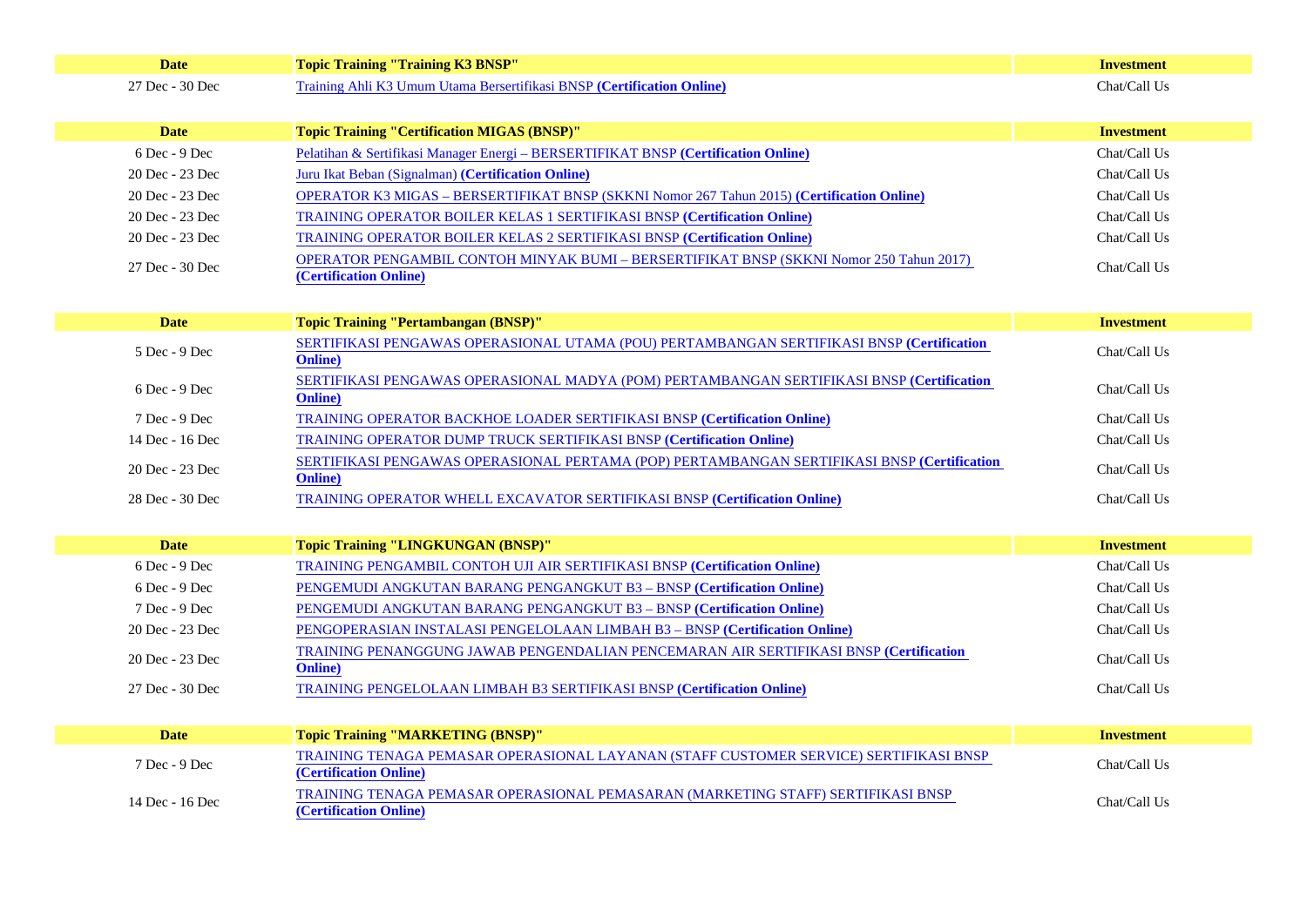| Date | Topic Training "Training K3 BNSP" | Investment |
| --- | --- | --- |
| 27 Dec - 30 Dec | Training Ahli K3 Umum Utama Bersertifikasi BNSP **(Certification Online)** | Chat/Call Us |

| Date | Topic Training "Certification MIGAS (BNSP)" | Investment |
| --- | --- | --- |
| 6 Dec - 9 Dec | Pelatihan & Sertifikasi Manager Energi – BERSERTIFIKAT BNSP **(Certification Online)** | Chat/Call Us |
| 20 Dec - 23 Dec | Juru Ikat Beban (Signalman) **(Certification Online)** | Chat/Call Us |
| 20 Dec - 23 Dec | OPERATOR K3 MIGAS – BERSERTIFIKAT BNSP (SKKNI Nomor 267 Tahun 2015) **(Certification Online)** | Chat/Call Us |
| 20 Dec - 23 Dec | TRAINING OPERATOR BOILER KELAS 1 SERTIFIKASI BNSP **(Certification Online)** | Chat/Call Us |
| 20 Dec - 23 Dec | TRAINING OPERATOR BOILER KELAS 2 SERTIFIKASI BNSP **(Certification Online)** | Chat/Call Us |
| 27 Dec - 30 Dec | OPERATOR PENGAMBIL CONTOH MINYAK BUMI – BERSERTIFIKAT BNSP (SKKNI Nomor 250 Tahun 2017) **(Certification Online)** | Chat/Call Us |

| Date | Topic Training "Pertambangan (BNSP)" | Investment |
| --- | --- | --- |
| 5 Dec - 9 Dec | SERTIFIKASI PENGAWAS OPERASIONAL UTAMA (POU) PERTAMBANGAN SERTIFIKASI BNSP **(Certification Online)** | Chat/Call Us |
| 6 Dec - 9 Dec | SERTIFIKASI PENGAWAS OPERASIONAL MADYA (POM) PERTAMBANGAN SERTIFIKASI BNSP **(Certification Online)** | Chat/Call Us |
| 7 Dec - 9 Dec | TRAINING OPERATOR BACKHOE LOADER SERTIFIKASI BNSP **(Certification Online)** | Chat/Call Us |
| 14 Dec - 16 Dec | TRAINING OPERATOR DUMP TRUCK SERTIFIKASI BNSP **(Certification Online)** | Chat/Call Us |
| 20 Dec - 23 Dec | SERTIFIKASI PENGAWAS OPERASIONAL PERTAMA (POP) PERTAMBANGAN SERTIFIKASI BNSP **(Certification Online)** | Chat/Call Us |
| 28 Dec - 30 Dec | TRAINING OPERATOR WHELL EXCAVATOR SERTIFIKASI BNSP **(Certification Online)** | Chat/Call Us |

| Date | Topic Training "LINGKUNGAN (BNSP)" | Investment |
| --- | --- | --- |
| 6 Dec - 9 Dec | TRAINING PENGAMBIL CONTOH UJI AIR SERTIFIKASI BNSP **(Certification Online)** | Chat/Call Us |
| 6 Dec - 9 Dec | PENGEMUDI ANGKUTAN BARANG PENGANGKUT B3 – BNSP **(Certification Online)** | Chat/Call Us |
| 7 Dec - 9 Dec | PENGEMUDI ANGKUTAN BARANG PENGANGKUT B3 – BNSP **(Certification Online)** | Chat/Call Us |
| 20 Dec - 23 Dec | PENGOPERASIAN INSTALASI PENGELOLAAN LIMBAH B3 – BNSP **(Certification Online)** | Chat/Call Us |
| 20 Dec - 23 Dec | TRAINING PENANGGUNG JAWAB PENGENDALIAN PENCEMARAN AIR SERTIFIKASI BNSP **(Certification Online)** | Chat/Call Us |
| 27 Dec - 30 Dec | TRAINING PENGELOLAAN LIMBAH B3 SERTIFIKASI BNSP **(Certification Online)** | Chat/Call Us |

| Date | Topic Training "MARKETING (BNSP)" | Investment |
| --- | --- | --- |
| 7 Dec - 9 Dec | TRAINING TENAGA PEMASAR OPERASIONAL LAYANAN (STAFF CUSTOMER SERVICE) SERTIFIKASI BNSP **(Certification Online)** | Chat/Call Us |
| 14 Dec - 16 Dec | TRAINING TENAGA PEMASAR OPERASIONAL PEMASARAN (MARKETING STAFF) SERTIFIKASI BNSP **(Certification Online)** | Chat/Call Us |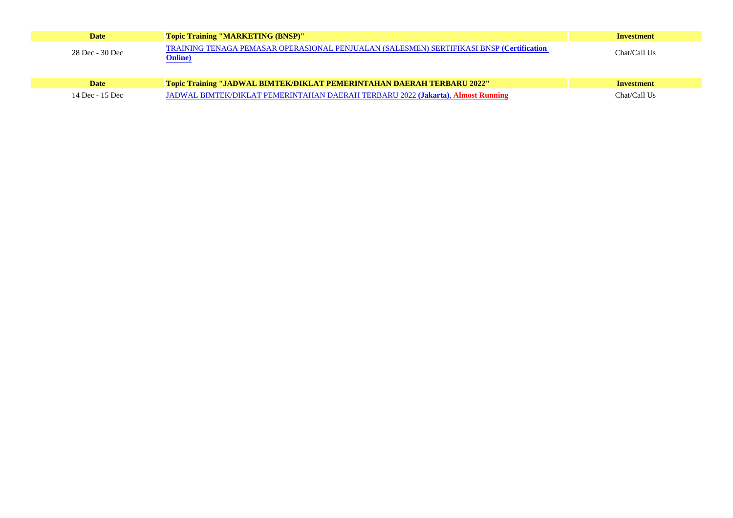| Date | Topic Training "MARKETING (BNSP)" | Investment |
|---|---|---|
| 28 Dec - 30 Dec | TRAINING TENAGA PEMASAR OPERASIONAL PENJUALAN (SALESMEN) SERTIFIKASI BNSP **(Certification Online)** | Chat/Call Us |

| Date | Topic Training "JADWAL BIMTEK/DIKLAT PEMERINTAHAN DAERAH TERBARU 2022" | Investment |
|---|---|---|
| 14 Dec - 15 Dec | JADWAL BIMTEK/DIKLAT PEMERINTAHAN DAERAH TERBARU 2022 **(Jakarta)**, **Almost Running** | Chat/Call Us |